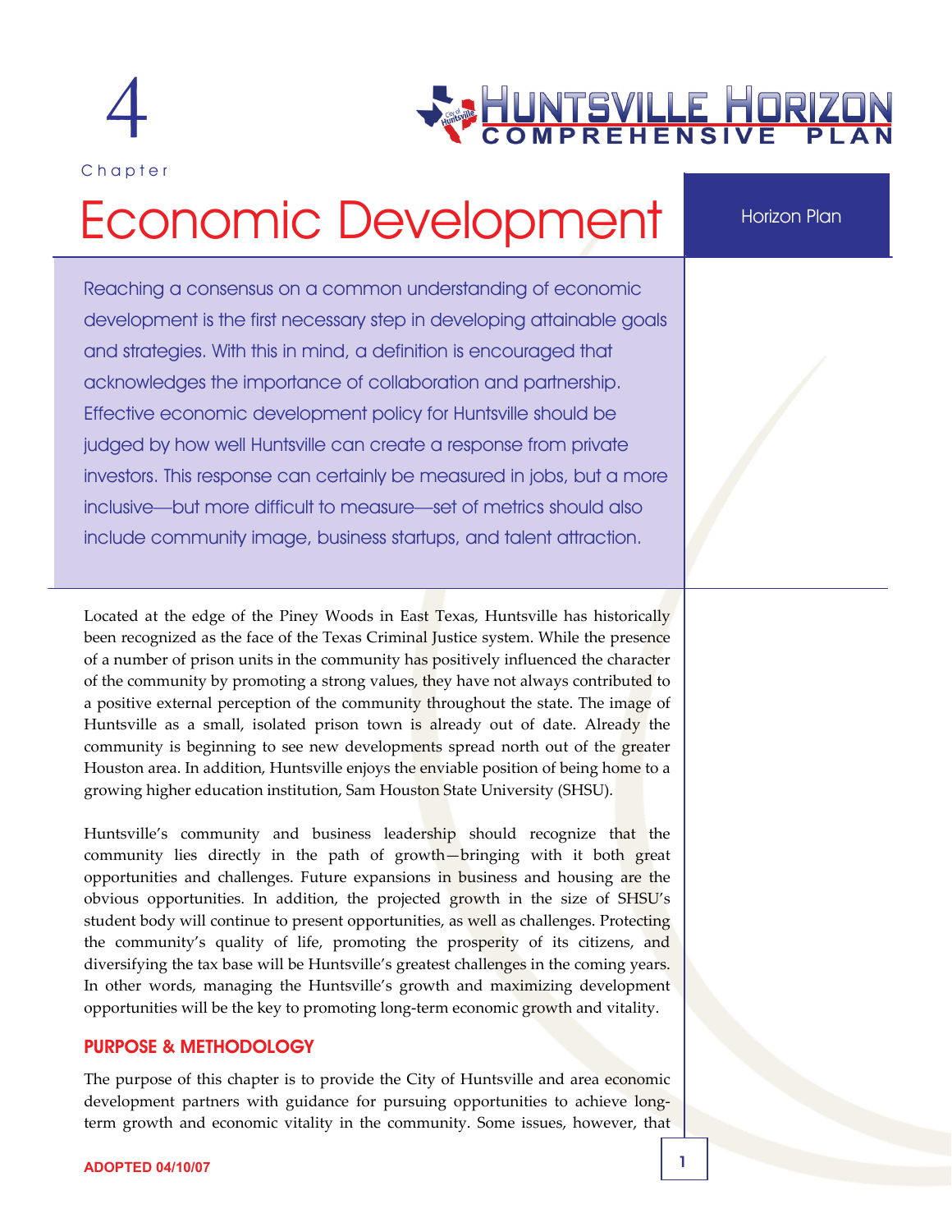# Chapter 4

# Economic Development

Horizon Plan

Reaching a consensus on a common understanding of economic development is the first necessary step in developing attainable goals and strategies. With this in mind, a definition is encouraged that acknowledges the importance of collaboration and partnership. Effective economic development policy for Huntsville should be judged by how well Huntsville can create a response from private investors. This response can certainly be measured in jobs, but a more inclusive—but more difficult to measure—set of metrics should also include community image, business startups, and talent attraction.

Located at the edge of the Piney Woods in East Texas, Huntsville has historically been recognized as the face of the Texas Criminal Justice system. While the presence of a number of prison units in the community has positively influenced the character of the community by promoting a strong values, they have not always contributed to a positive external perception of the community throughout the state. The image of Huntsville as a small, isolated prison town is already out of date. Already the community is beginning to see new developments spread north out of the greater Houston area. In addition, Huntsville enjoys the enviable position of being home to a growing higher education institution, Sam Houston State University (SHSU).

Huntsville's community and business leadership should recognize that the community lies directly in the path of growth—bringing with it both great opportunities and challenges. Future expansions in business and housing are the obvious opportunities. In addition, the projected growth in the size of SHSU's student body will continue to present opportunities, as well as challenges. Protecting the community's quality of life, promoting the prosperity of its citizens, and diversifying the tax base will be Huntsville's greatest challenges in the coming years. In other words, managing the Huntsville's growth and maximizing development opportunities will be the key to promoting long-term economic growth and vitality.

## PURPOSE & METHODOLOGY

The purpose of this chapter is to provide the City of Huntsville and area economic development partners with guidance for pursuing opportunities to achieve long-term growth and economic vitality in the community. Some issues, however, that

ADOPTED 04/10/07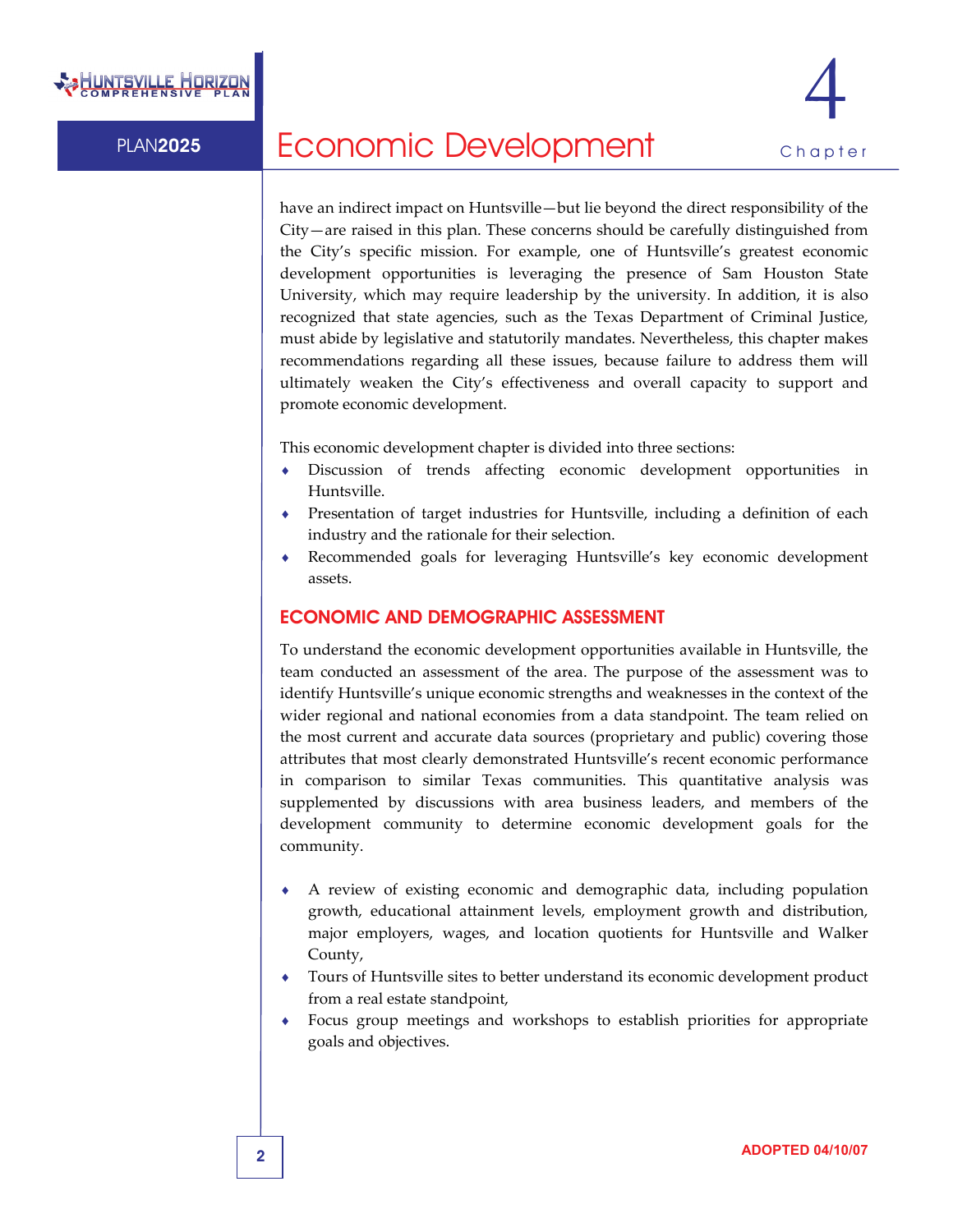have an indirect impact on Huntsville—but lie beyond the direct responsibility of the City—are raised in this plan. These concerns should be carefully distinguished from the City's specific mission. For example, one of Huntsville's greatest economic development opportunities is leveraging the presence of Sam Houston State University, which may require leadership by the university. In addition, it is also recognized that state agencies, such as the Texas Department of Criminal Justice, must abide by legislative and statutorily mandates. Nevertheless, this chapter makes recommendations regarding all these issues, because failure to address them will ultimately weaken the City's effectiveness and overall capacity to support and promote economic development.

This economic development chapter is divided into three sections:

- Discussion of trends affecting economic development opportunities in Huntsville.
- Presentation of target industries for Huntsville, including a definition of each industry and the rationale for their selection.
- Recommended goals for leveraging Huntsville's key economic development assets.

## ECONOMIC AND DEMOGRAPHIC ASSESSMENT

To understand the economic development opportunities available in Huntsville, the team conducted an assessment of the area. The purpose of the assessment was to identify Huntsville's unique economic strengths and weaknesses in the context of the wider regional and national economies from a data standpoint. The team relied on the most current and accurate data sources (proprietary and public) covering those attributes that most clearly demonstrated Huntsville's recent economic performance in comparison to similar Texas communities. This quantitative analysis was supplemented by discussions with area business leaders, and members of the development community to determine economic development goals for the community.

- A review of existing economic and demographic data, including population growth, educational attainment levels, employment growth and distribution, major employers, wages, and location quotients for Huntsville and Walker County,
- Tours of Huntsville sites to better understand its economic development product from a real estate standpoint,
- Focus group meetings and workshops to establish priorities for appropriate goals and objectives.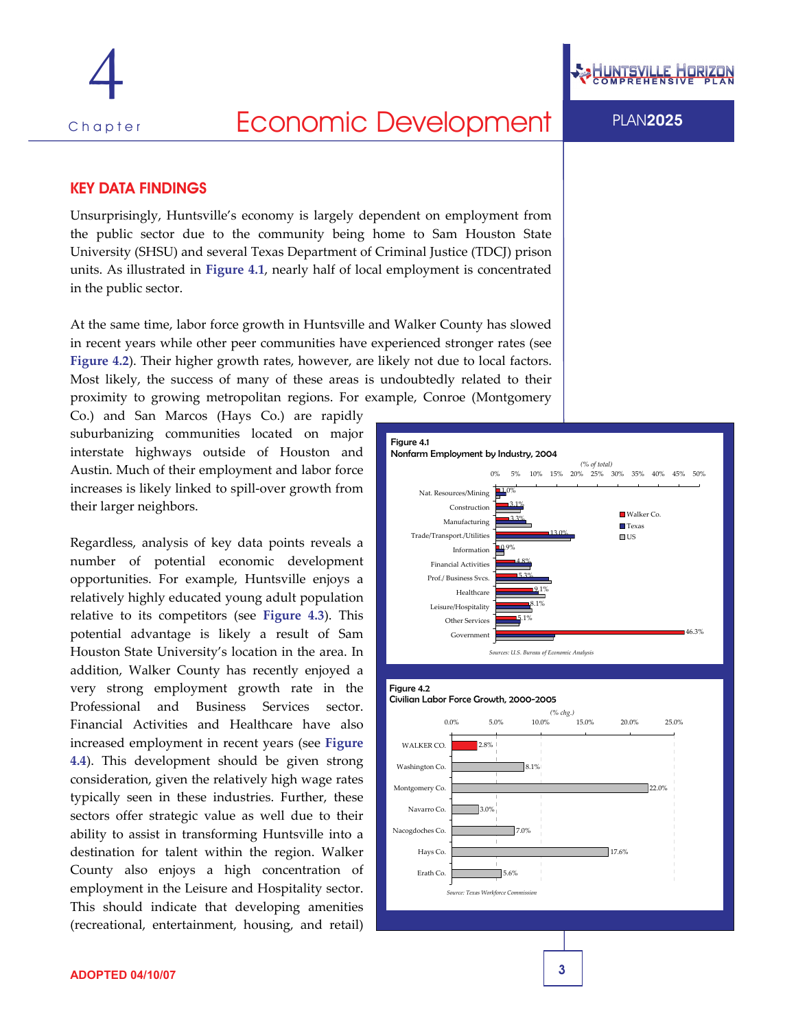# Chapter 4 Economic Development

## KEY DATA FINDINGS

Unsurprisingly, Huntsville's economy is largely dependent on employment from the public sector due to the community being home to Sam Houston State University (SHSU) and several Texas Department of Criminal Justice (TDCJ) prison units. As illustrated in **Figure 4.1**, nearly half of local employment is concentrated in the public sector.

At the same time, labor force growth in Huntsville and Walker County has slowed in recent years while other peer communities have experienced stronger rates (see **Figure 4.2**). Their higher growth rates, however, are likely not due to local factors. Most likely, the success of many of these areas is undoubtedly related to their proximity to growing metropolitan regions. For example, Conroe (Montgomery Co.) and San Marcos (Hays Co.) are rapidly suburbanizing communities located on major interstate highways outside of Houston and Austin. Much of their employment and labor force increases is likely linked to spill-over growth from their larger neighbors.

Regardless, analysis of key data points reveals a number of potential economic development opportunities. For example, Huntsville enjoys a relatively highly educated young adult population relative to its competitors (see **Figure 4.3**). This potential advantage is likely a result of Sam Houston State University's location in the area. In addition, Walker County has recently enjoyed a very strong employment growth rate in the Professional and Business Services sector. Financial Activities and Healthcare have also increased employment in recent years (see **Figure 4.4**). This development should be given strong consideration, given the relatively high wage rates typically seen in these industries. Further, these sectors offer strategic value as well due to their ability to assist in transforming Huntsville into a destination for talent within the region. Walker County also enjoys a high concentration of employment in the Leisure and Hospitality sector. This should indicate that developing amenities (recreational, entertainment, housing, and retail)

**Figure 4.1**
**Nonfarm Employment by Industry, 2004**

*(% of total)*

| Industry | Walker Co. |
|---|---|
| Nat. Resources/Mining | 1.0% |
| Construction | 3.1% |
| Manufacturing | 3.3% |
| Trade/Transport./Utilities | 13.0% |
| Information | 0.9% |
| Financial Activities | 4.8% |
| Prof./Business Svcs. | 5.3% |
| Healthcare | 9.1% |
| Leisure/Hospitality | 8.1% |
| Other Services | 5.1% |
| Government | 46.3% |

Legend: Walker Co., Texas, US

*Sources: U.S. Bureau of Economic Analysis*

**Figure 4.2**
**Civilian Labor Force Growth, 2000-2005**

*(% chg.)*

| Area | % chg. |
|---|---|
| WALKER CO. | 2.8% |
| Washington Co. | 8.1% |
| Montgomery Co. | 22.0% |
| Navarro Co. | 3.0% |
| Nacogdoches Co. | 7.0% |
| Hays Co. | 17.6% |
| Erath Co. | 5.6% |

*Source: Texas Workforce Commission*

ADOPTED 04/10/07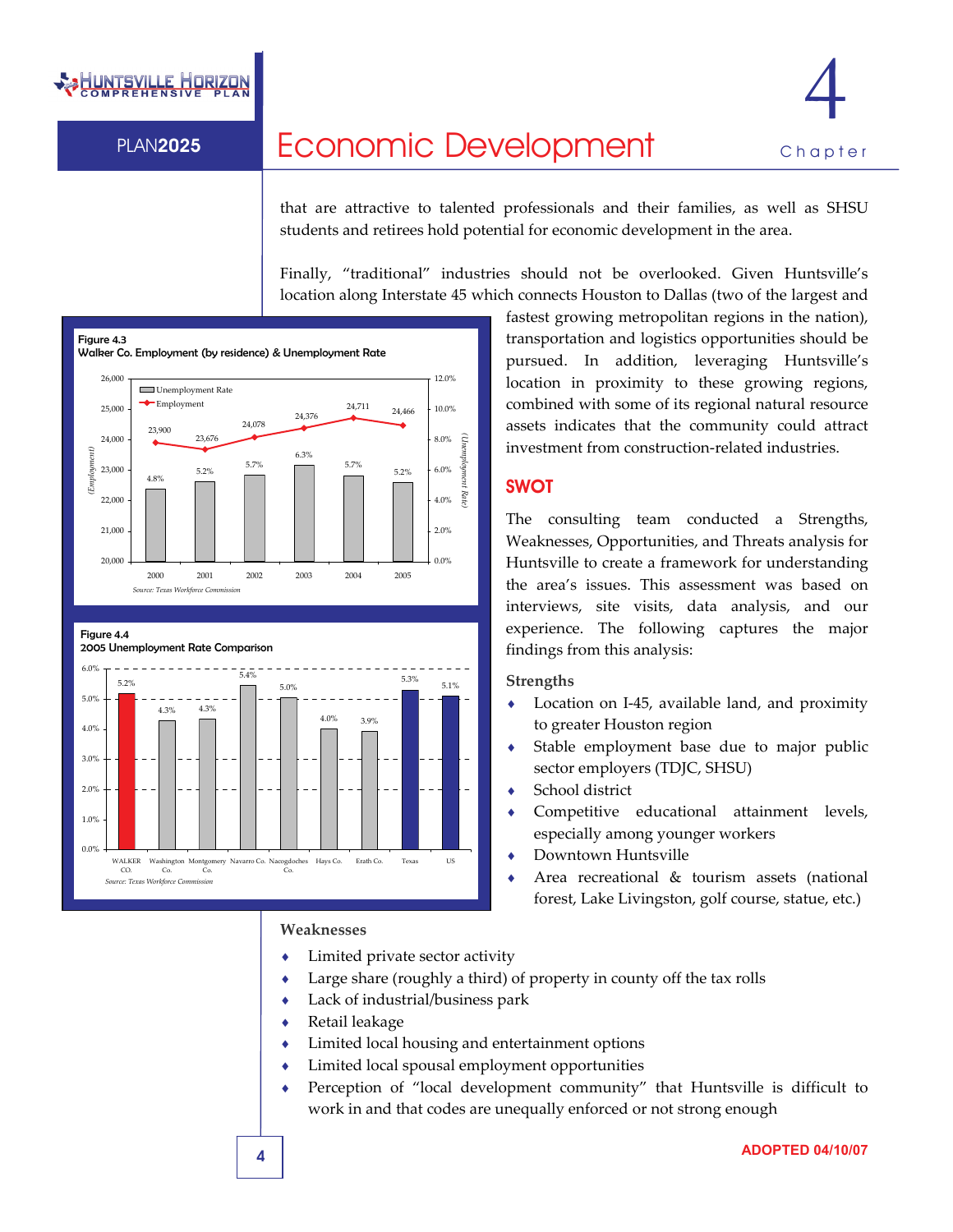that are attractive to talented professionals and their families, as well as SHSU students and retirees hold potential for economic development in the area.

Finally, "traditional" industries should not be overlooked. Given Huntsville's location along Interstate 45 which connects Houston to Dallas (two of the largest and fastest growing metropolitan regions in the nation), transportation and logistics opportunities should be pursued. In addition, leveraging Huntsville's location in proximity to these growing regions, combined with some of its regional natural resource assets indicates that the community could attract investment from construction-related industries.

**Figure 4.3**
**Walker Co. Employment (by residence) & Unemployment Rate**

| Year | Employment | Unemployment Rate |
|---|---|---|
| 2000 | 23,900 | 4.8% |
| 2001 | 23,676 | 5.2% |
| 2002 | 24,078 | 5.7% |
| 2003 | 24,376 | 6.3% |
| 2004 | 24,711 | 5.7% |
| 2005 | 24,466 | 5.2% |

*Source: Texas Workforce Commission*

**Figure 4.4**
**2005 Unemployment Rate Comparison**

| Area | Unemployment Rate |
|---|---|
| WALKER CO. | 5.2% |
| Washington Co. | 4.3% |
| Montgomery Co. | 4.3% |
| Navarro Co. | 5.4% |
| Nacogdoches Co. | 5.0% |
| Hays Co. | 4.0% |
| Erath Co. | 3.9% |
| Texas | 5.3% |
| US | 5.1% |

*Source: Texas Workforce Commission*

## SWOT

The consulting team conducted a Strengths, Weaknesses, Opportunities, and Threats analysis for Huntsville to create a framework for understanding the area's issues. This assessment was based on interviews, site visits, data analysis, and our experience. The following captures the major findings from this analysis:

### Strengths

- Location on I-45, available land, and proximity to greater Houston region
- Stable employment base due to major public sector employers (TDJC, SHSU)
- School district
- Competitive educational attainment levels, especially among younger workers
- Downtown Huntsville
- Area recreational & tourism assets (national forest, Lake Livingston, golf course, statue, etc.)

### Weaknesses

- Limited private sector activity
- Large share (roughly a third) of property in county off the tax rolls
- Lack of industrial/business park
- Retail leakage
- Limited local housing and entertainment options
- Limited local spousal employment opportunities
- Perception of "local development community" that Huntsville is difficult to work in and that codes are unequally enforced or not strong enough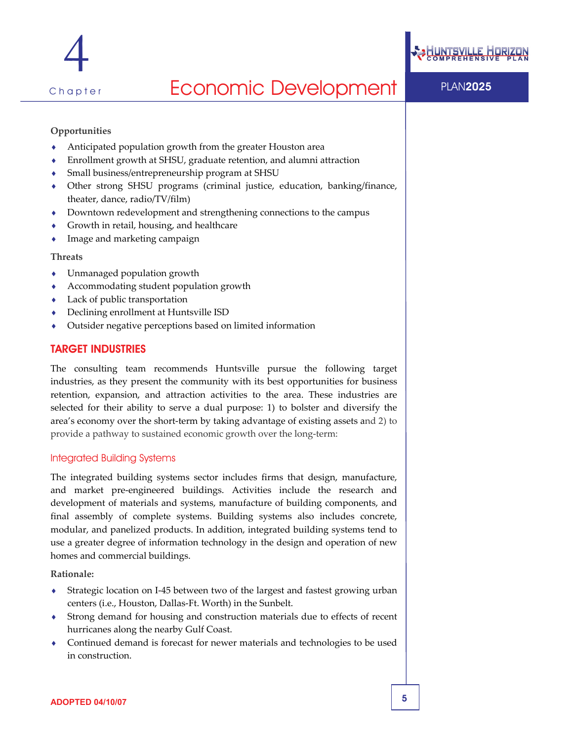**Opportunities**

- Anticipated population growth from the greater Houston area
- Enrollment growth at SHSU, graduate retention, and alumni attraction
- Small business/entrepreneurship program at SHSU
- Other strong SHSU programs (criminal justice, education, banking/finance, theater, dance, radio/TV/film)
- Downtown redevelopment and strengthening connections to the campus
- Growth in retail, housing, and healthcare
- Image and marketing campaign

**Threats**

- Unmanaged population growth
- Accommodating student population growth
- Lack of public transportation
- Declining enrollment at Huntsville ISD
- Outsider negative perceptions based on limited information

## TARGET INDUSTRIES

The consulting team recommends Huntsville pursue the following target industries, as they present the community with its best opportunities for business retention, expansion, and attraction activities to the area. These industries are selected for their ability to serve a dual purpose: 1) to bolster and diversify the area's economy over the short-term by taking advantage of existing assets and 2) to provide a pathway to sustained economic growth over the long-term:

### Integrated Building Systems

The integrated building systems sector includes firms that design, manufacture, and market pre-engineered buildings. Activities include the research and development of materials and systems, manufacture of building components, and final assembly of complete systems. Building systems also includes concrete, modular, and panelized products. In addition, integrated building systems tend to use a greater degree of information technology in the design and operation of new homes and commercial buildings.

**Rationale:**

- Strategic location on I-45 between two of the largest and fastest growing urban centers (i.e., Houston, Dallas-Ft. Worth) in the Sunbelt.
- Strong demand for housing and construction materials due to effects of recent hurricanes along the nearby Gulf Coast.
- Continued demand is forecast for newer materials and technologies to be used in construction.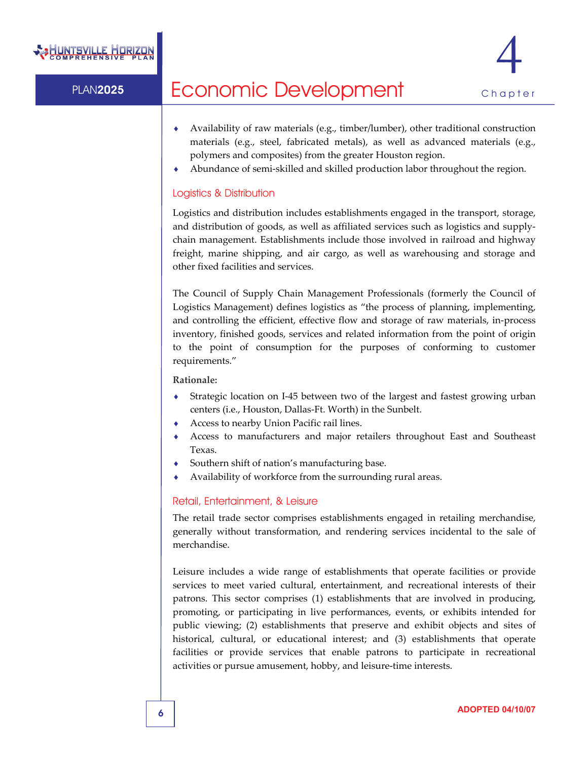- Availability of raw materials (e.g., timber/lumber), other traditional construction materials (e.g., steel, fabricated metals), as well as advanced materials (e.g., polymers and composites) from the greater Houston region.
- Abundance of semi-skilled and skilled production labor throughout the region.

### Logistics & Distribution

Logistics and distribution includes establishments engaged in the transport, storage, and distribution of goods, as well as affiliated services such as logistics and supply-chain management. Establishments include those involved in railroad and highway freight, marine shipping, and air cargo, as well as warehousing and storage and other fixed facilities and services.

The Council of Supply Chain Management Professionals (formerly the Council of Logistics Management) defines logistics as "the process of planning, implementing, and controlling the efficient, effective flow and storage of raw materials, in-process inventory, finished goods, services and related information from the point of origin to the point of consumption for the purposes of conforming to customer requirements."

**Rationale:**

- Strategic location on I-45 between two of the largest and fastest growing urban centers (i.e., Houston, Dallas-Ft. Worth) in the Sunbelt.
- Access to nearby Union Pacific rail lines.
- Access to manufacturers and major retailers throughout East and Southeast Texas.
- Southern shift of nation's manufacturing base.
- Availability of workforce from the surrounding rural areas.

### Retail, Entertainment, & Leisure

The retail trade sector comprises establishments engaged in retailing merchandise, generally without transformation, and rendering services incidental to the sale of merchandise.

Leisure includes a wide range of establishments that operate facilities or provide services to meet varied cultural, entertainment, and recreational interests of their patrons. This sector comprises (1) establishments that are involved in producing, promoting, or participating in live performances, events, or exhibits intended for public viewing; (2) establishments that preserve and exhibit objects and sites of historical, cultural, or educational interest; and (3) establishments that operate facilities or provide services that enable patrons to participate in recreational activities or pursue amusement, hobby, and leisure-time interests.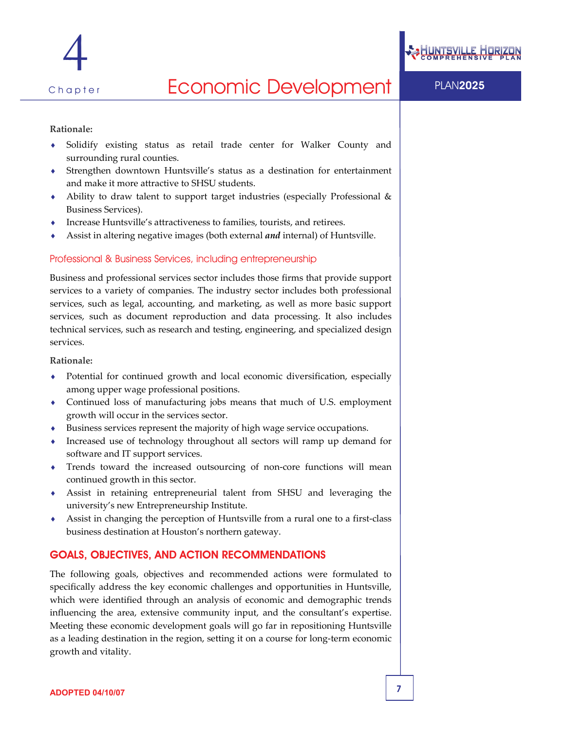**Rationale:**

- Solidify existing status as retail trade center for Walker County and surrounding rural counties.
- Strengthen downtown Huntsville's status as a destination for entertainment and make it more attractive to SHSU students.
- Ability to draw talent to support target industries (especially Professional & Business Services).
- Increase Huntsville's attractiveness to families, tourists, and retirees.
- Assist in altering negative images (both external ***and*** internal) of Huntsville.

### Professional & Business Services, including entrepreneurship

Business and professional services sector includes those firms that provide support services to a variety of companies. The industry sector includes both professional services, such as legal, accounting, and marketing, as well as more basic support services, such as document reproduction and data processing. It also includes technical services, such as research and testing, engineering, and specialized design services.

**Rationale:**

- Potential for continued growth and local economic diversification, especially among upper wage professional positions.
- Continued loss of manufacturing jobs means that much of U.S. employment growth will occur in the services sector.
- Business services represent the majority of high wage service occupations.
- Increased use of technology throughout all sectors will ramp up demand for software and IT support services.
- Trends toward the increased outsourcing of non-core functions will mean continued growth in this sector.
- Assist in retaining entrepreneurial talent from SHSU and leveraging the university's new Entrepreneurship Institute.
- Assist in changing the perception of Huntsville from a rural one to a first-class business destination at Houston's northern gateway.

## GOALS, OBJECTIVES, AND ACTION RECOMMENDATIONS

The following goals, objectives and recommended actions were formulated to specifically address the key economic challenges and opportunities in Huntsville, which were identified through an analysis of economic and demographic trends influencing the area, extensive community input, and the consultant's expertise. Meeting these economic development goals will go far in repositioning Huntsville as a leading destination in the region, setting it on a course for long-term economic growth and vitality.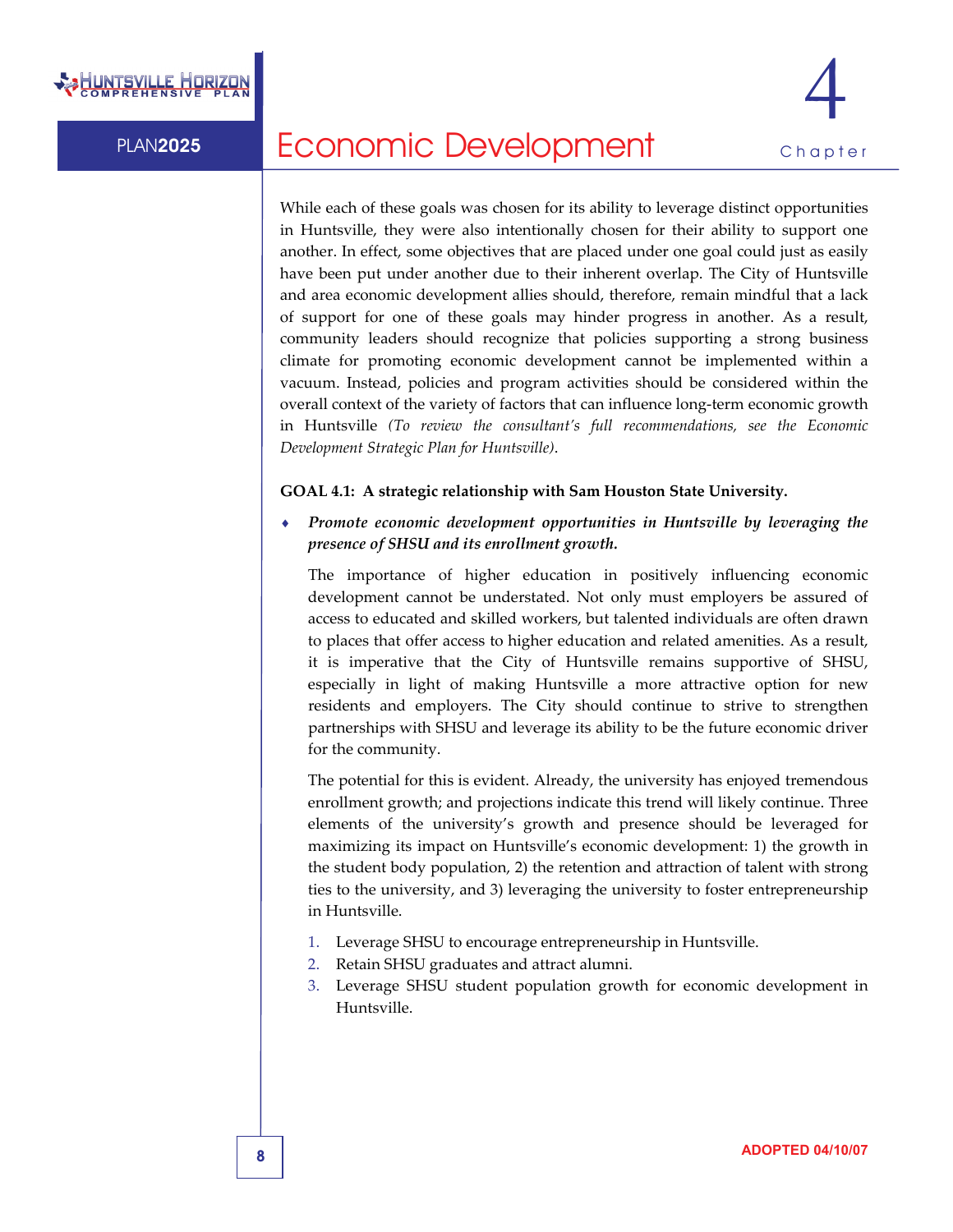While each of these goals was chosen for its ability to leverage distinct opportunities in Huntsville, they were also intentionally chosen for their ability to support one another. In effect, some objectives that are placed under one goal could just as easily have been put under another due to their inherent overlap. The City of Huntsville and area economic development allies should, therefore, remain mindful that a lack of support for one of these goals may hinder progress in another. As a result, community leaders should recognize that policies supporting a strong business climate for promoting economic development cannot be implemented within a vacuum. Instead, policies and program activities should be considered within the overall context of the variety of factors that can influence long-term economic growth in Huntsville *(To review the consultant's full recommendations, see the Economic Development Strategic Plan for Huntsville)*.

**GOAL 4.1: A strategic relationship with Sam Houston State University.**

- ***Promote economic development opportunities in Huntsville by leveraging the presence of SHSU and its enrollment growth.***

  The importance of higher education in positively influencing economic development cannot be understated. Not only must employers be assured of access to educated and skilled workers, but talented individuals are often drawn to places that offer access to higher education and related amenities. As a result, it is imperative that the City of Huntsville remains supportive of SHSU, especially in light of making Huntsville a more attractive option for new residents and employers. The City should continue to strive to strengthen partnerships with SHSU and leverage its ability to be the future economic driver for the community.

  The potential for this is evident. Already, the university has enjoyed tremendous enrollment growth; and projections indicate this trend will likely continue. Three elements of the university's growth and presence should be leveraged for maximizing its impact on Huntsville's economic development: 1) the growth in the student body population, 2) the retention and attraction of talent with strong ties to the university, and 3) leveraging the university to foster entrepreneurship in Huntsville.

  1. Leverage SHSU to encourage entrepreneurship in Huntsville.
  2. Retain SHSU graduates and attract alumni.
  3. Leverage SHSU student population growth for economic development in Huntsville.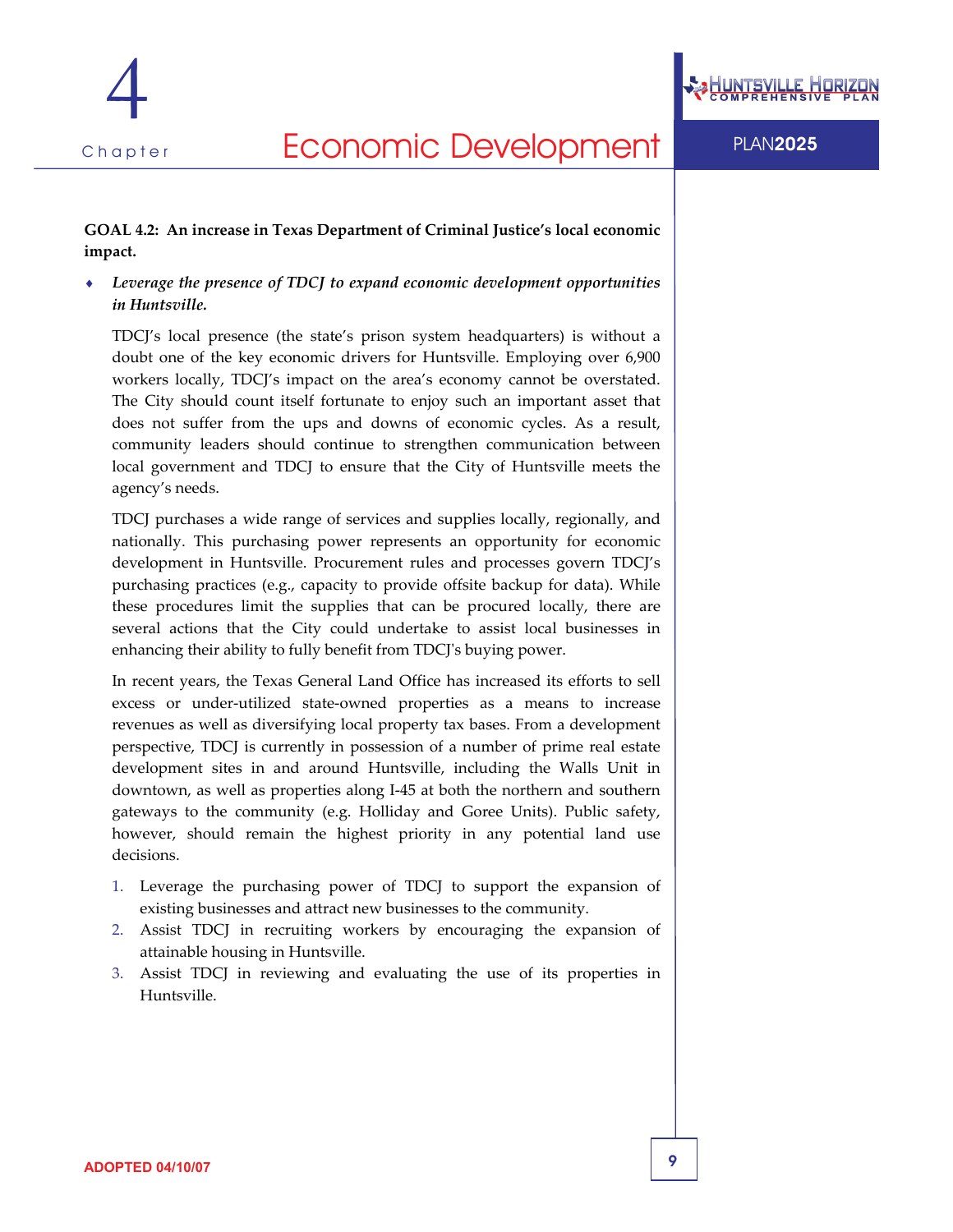**GOAL 4.2: An increase in Texas Department of Criminal Justice's local economic impact.**

- ***Leverage the presence of TDCJ to expand economic development opportunities in Huntsville.***

TDCJ's local presence (the state's prison system headquarters) is without a doubt one of the key economic drivers for Huntsville. Employing over 6,900 workers locally, TDCJ's impact on the area's economy cannot be overstated. The City should count itself fortunate to enjoy such an important asset that does not suffer from the ups and downs of economic cycles. As a result, community leaders should continue to strengthen communication between local government and TDCJ to ensure that the City of Huntsville meets the agency's needs.

TDCJ purchases a wide range of services and supplies locally, regionally, and nationally. This purchasing power represents an opportunity for economic development in Huntsville. Procurement rules and processes govern TDCJ's purchasing practices (e.g., capacity to provide offsite backup for data). While these procedures limit the supplies that can be procured locally, there are several actions that the City could undertake to assist local businesses in enhancing their ability to fully benefit from TDCJ's buying power.

In recent years, the Texas General Land Office has increased its efforts to sell excess or under-utilized state-owned properties as a means to increase revenues as well as diversifying local property tax bases. From a development perspective, TDCJ is currently in possession of a number of prime real estate development sites in and around Huntsville, including the Walls Unit in downtown, as well as properties along I-45 at both the northern and southern gateways to the community (e.g. Holliday and Goree Units). Public safety, however, should remain the highest priority in any potential land use decisions.

1. Leverage the purchasing power of TDCJ to support the expansion of existing businesses and attract new businesses to the community.
2. Assist TDCJ in recruiting workers by encouraging the expansion of attainable housing in Huntsville.
3. Assist TDCJ in reviewing and evaluating the use of its properties in Huntsville.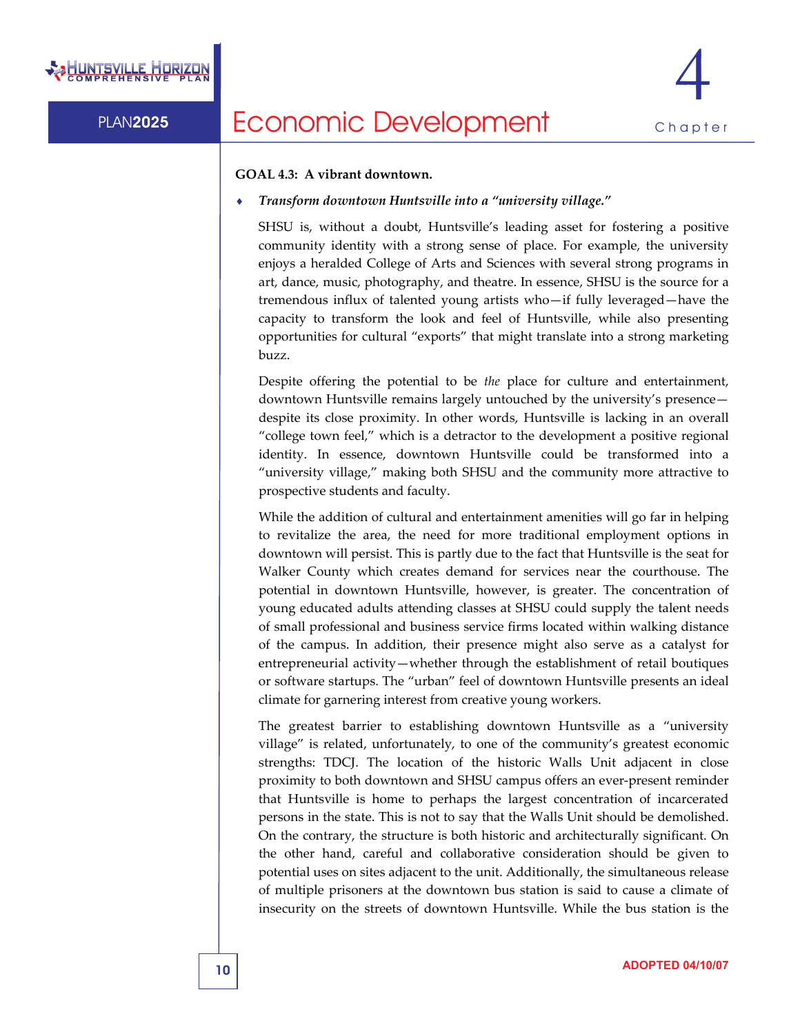**GOAL 4.3: A vibrant downtown.**

- ***Transform downtown Huntsville into a "university village."***

  SHSU is, without a doubt, Huntsville's leading asset for fostering a positive community identity with a strong sense of place. For example, the university enjoys a heralded College of Arts and Sciences with several strong programs in art, dance, music, photography, and theatre. In essence, SHSU is the source for a tremendous influx of talented young artists who—if fully leveraged—have the capacity to transform the look and feel of Huntsville, while also presenting opportunities for cultural "exports" that might translate into a strong marketing buzz.

  Despite offering the potential to be *the* place for culture and entertainment, downtown Huntsville remains largely untouched by the university's presence—despite its close proximity. In other words, Huntsville is lacking in an overall "college town feel," which is a detractor to the development a positive regional identity. In essence, downtown Huntsville could be transformed into a "university village," making both SHSU and the community more attractive to prospective students and faculty.

  While the addition of cultural and entertainment amenities will go far in helping to revitalize the area, the need for more traditional employment options in downtown will persist. This is partly due to the fact that Huntsville is the seat for Walker County which creates demand for services near the courthouse. The potential in downtown Huntsville, however, is greater. The concentration of young educated adults attending classes at SHSU could supply the talent needs of small professional and business service firms located within walking distance of the campus. In addition, their presence might also serve as a catalyst for entrepreneurial activity—whether through the establishment of retail boutiques or software startups. The "urban" feel of downtown Huntsville presents an ideal climate for garnering interest from creative young workers.

  The greatest barrier to establishing downtown Huntsville as a "university village" is related, unfortunately, to one of the community's greatest economic strengths: TDCJ. The location of the historic Walls Unit adjacent in close proximity to both downtown and SHSU campus offers an ever-present reminder that Huntsville is home to perhaps the largest concentration of incarcerated persons in the state. This is not to say that the Walls Unit should be demolished. On the contrary, the structure is both historic and architecturally significant. On the other hand, careful and collaborative consideration should be given to potential uses on sites adjacent to the unit. Additionally, the simultaneous release of multiple prisoners at the downtown bus station is said to cause a climate of insecurity on the streets of downtown Huntsville. While the bus station is the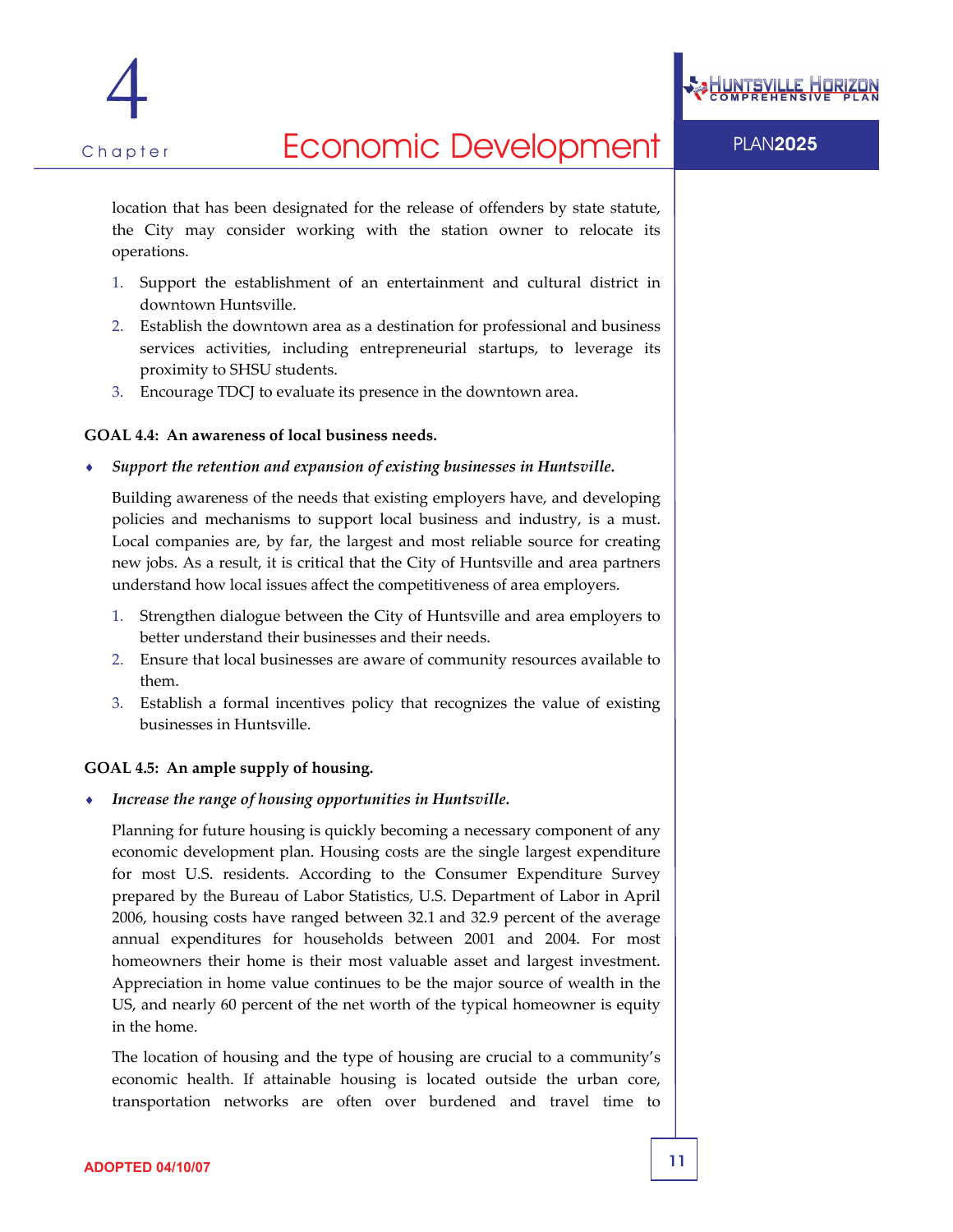location that has been designated for the release of offenders by state statute, the City may consider working with the station owner to relocate its operations.

1. Support the establishment of an entertainment and cultural district in downtown Huntsville.
2. Establish the downtown area as a destination for professional and business services activities, including entrepreneurial startups, to leverage its proximity to SHSU students.
3. Encourage TDCJ to evaluate its presence in the downtown area.

**GOAL 4.4: An awareness of local business needs.**

- ***Support the retention and expansion of existing businesses in Huntsville.***

Building awareness of the needs that existing employers have, and developing policies and mechanisms to support local business and industry, is a must. Local companies are, by far, the largest and most reliable source for creating new jobs. As a result, it is critical that the City of Huntsville and area partners understand how local issues affect the competitiveness of area employers.

1. Strengthen dialogue between the City of Huntsville and area employers to better understand their businesses and their needs.
2. Ensure that local businesses are aware of community resources available to them.
3. Establish a formal incentives policy that recognizes the value of existing businesses in Huntsville.

**GOAL 4.5: An ample supply of housing.**

- ***Increase the range of housing opportunities in Huntsville.***

Planning for future housing is quickly becoming a necessary component of any economic development plan. Housing costs are the single largest expenditure for most U.S. residents. According to the Consumer Expenditure Survey prepared by the Bureau of Labor Statistics, U.S. Department of Labor in April 2006, housing costs have ranged between 32.1 and 32.9 percent of the average annual expenditures for households between 2001 and 2004. For most homeowners their home is their most valuable asset and largest investment. Appreciation in home value continues to be the major source of wealth in the US, and nearly 60 percent of the net worth of the typical homeowner is equity in the home.

The location of housing and the type of housing are crucial to a community's economic health. If attainable housing is located outside the urban core, transportation networks are often over burdened and travel time to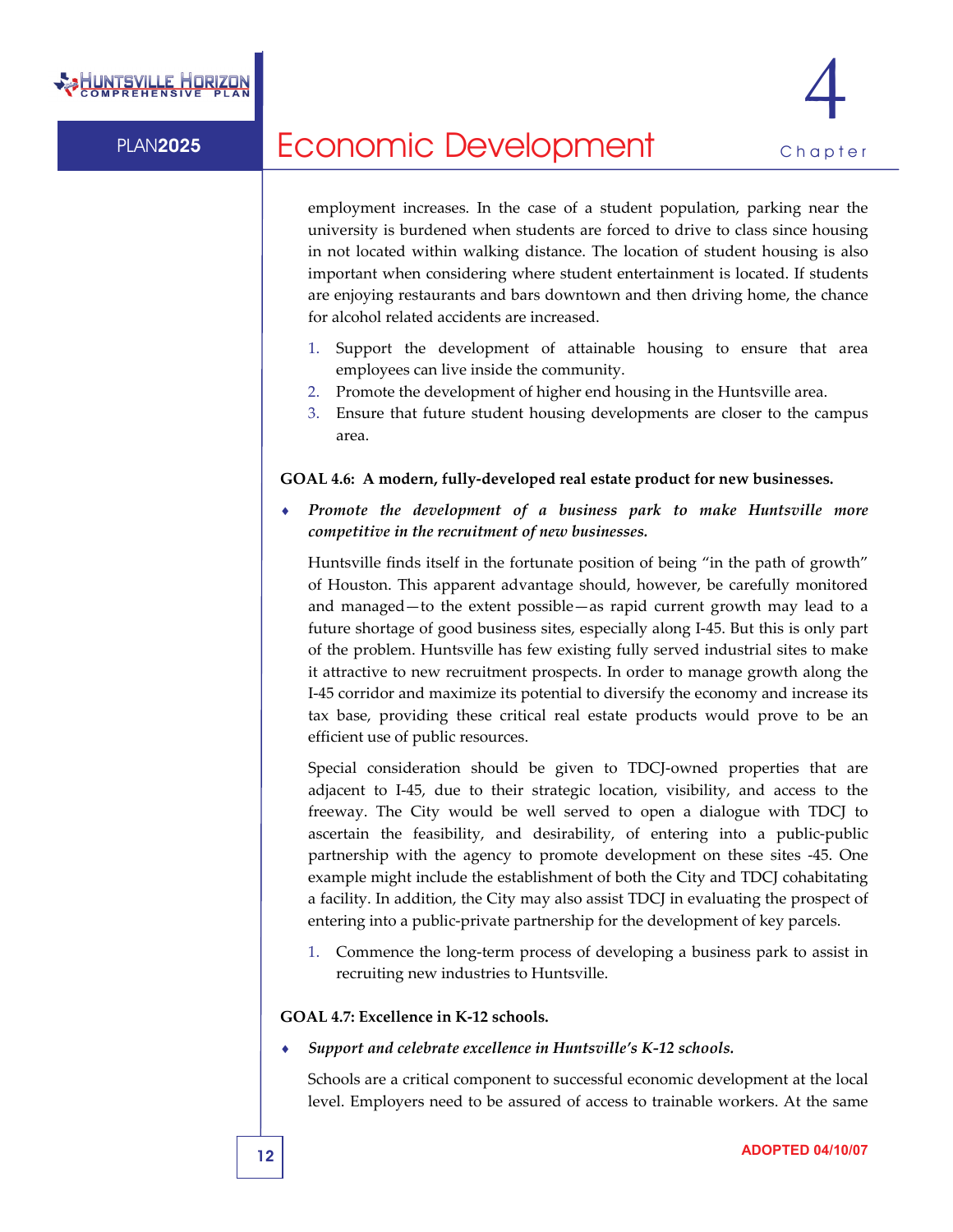employment increases. In the case of a student population, parking near the university is burdened when students are forced to drive to class since housing in not located within walking distance. The location of student housing is also important when considering where student entertainment is located. If students are enjoying restaurants and bars downtown and then driving home, the chance for alcohol related accidents are increased.

1. Support the development of attainable housing to ensure that area employees can live inside the community.
2. Promote the development of higher end housing in the Huntsville area.
3. Ensure that future student housing developments are closer to the campus area.

**GOAL 4.6: A modern, fully-developed real estate product for new businesses.**

- ***Promote the development of a business park to make Huntsville more competitive in the recruitment of new businesses.***

Huntsville finds itself in the fortunate position of being "in the path of growth" of Houston. This apparent advantage should, however, be carefully monitored and managed—to the extent possible—as rapid current growth may lead to a future shortage of good business sites, especially along I-45. But this is only part of the problem. Huntsville has few existing fully served industrial sites to make it attractive to new recruitment prospects. In order to manage growth along the I-45 corridor and maximize its potential to diversify the economy and increase its tax base, providing these critical real estate products would prove to be an efficient use of public resources.

Special consideration should be given to TDCJ-owned properties that are adjacent to I-45, due to their strategic location, visibility, and access to the freeway. The City would be well served to open a dialogue with TDCJ to ascertain the feasibility, and desirability, of entering into a public-public partnership with the agency to promote development on these sites -45. One example might include the establishment of both the City and TDCJ cohabitating a facility. In addition, the City may also assist TDCJ in evaluating the prospect of entering into a public-private partnership for the development of key parcels.

1. Commence the long-term process of developing a business park to assist in recruiting new industries to Huntsville.

**GOAL 4.7: Excellence in K-12 schools.**

- ***Support and celebrate excellence in Huntsville's K-12 schools.***

Schools are a critical component to successful economic development at the local level. Employers need to be assured of access to trainable workers. At the same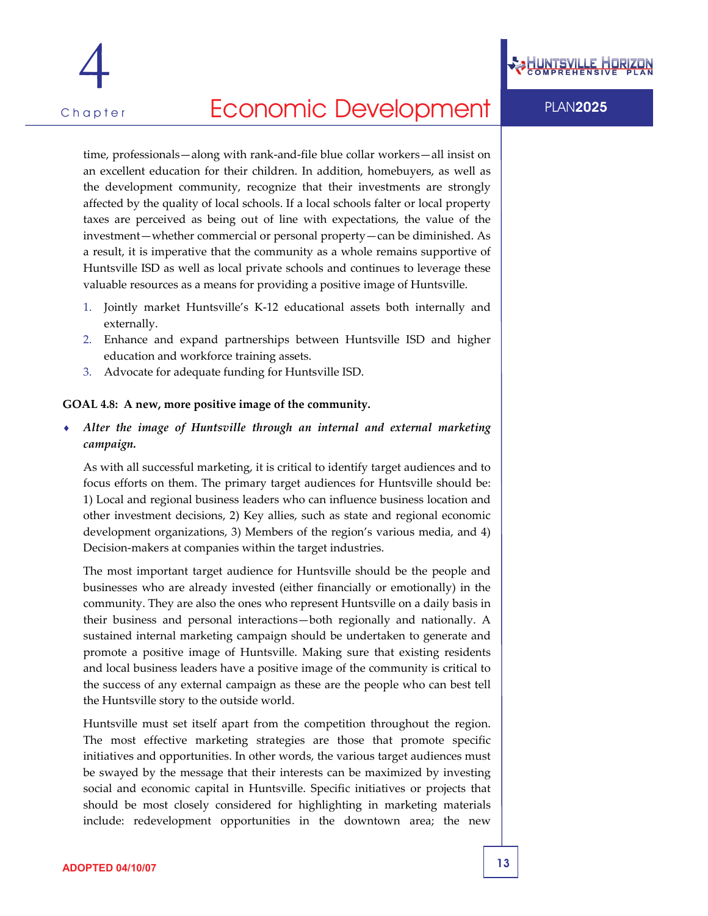time, professionals—along with rank-and-file blue collar workers—all insist on an excellent education for their children. In addition, homebuyers, as well as the development community, recognize that their investments are strongly affected by the quality of local schools. If a local schools falter or local property taxes are perceived as being out of line with expectations, the value of the investment—whether commercial or personal property—can be diminished. As a result, it is imperative that the community as a whole remains supportive of Huntsville ISD as well as local private schools and continues to leverage these valuable resources as a means for providing a positive image of Huntsville.

1. Jointly market Huntsville's K-12 educational assets both internally and externally.
2. Enhance and expand partnerships between Huntsville ISD and higher education and workforce training assets.
3. Advocate for adequate funding for Huntsville ISD.

**GOAL 4.8: A new, more positive image of the community.**

- ***Alter the image of Huntsville through an internal and external marketing campaign.***

As with all successful marketing, it is critical to identify target audiences and to focus efforts on them. The primary target audiences for Huntsville should be: 1) Local and regional business leaders who can influence business location and other investment decisions, 2) Key allies, such as state and regional economic development organizations, 3) Members of the region's various media, and 4) Decision-makers at companies within the target industries.

The most important target audience for Huntsville should be the people and businesses who are already invested (either financially or emotionally) in the community. They are also the ones who represent Huntsville on a daily basis in their business and personal interactions—both regionally and nationally. A sustained internal marketing campaign should be undertaken to generate and promote a positive image of Huntsville. Making sure that existing residents and local business leaders have a positive image of the community is critical to the success of any external campaign as these are the people who can best tell the Huntsville story to the outside world.

Huntsville must set itself apart from the competition throughout the region. The most effective marketing strategies are those that promote specific initiatives and opportunities. In other words, the various target audiences must be swayed by the message that their interests can be maximized by investing social and economic capital in Huntsville. Specific initiatives or projects that should be most closely considered for highlighting in marketing materials include: redevelopment opportunities in the downtown area; the new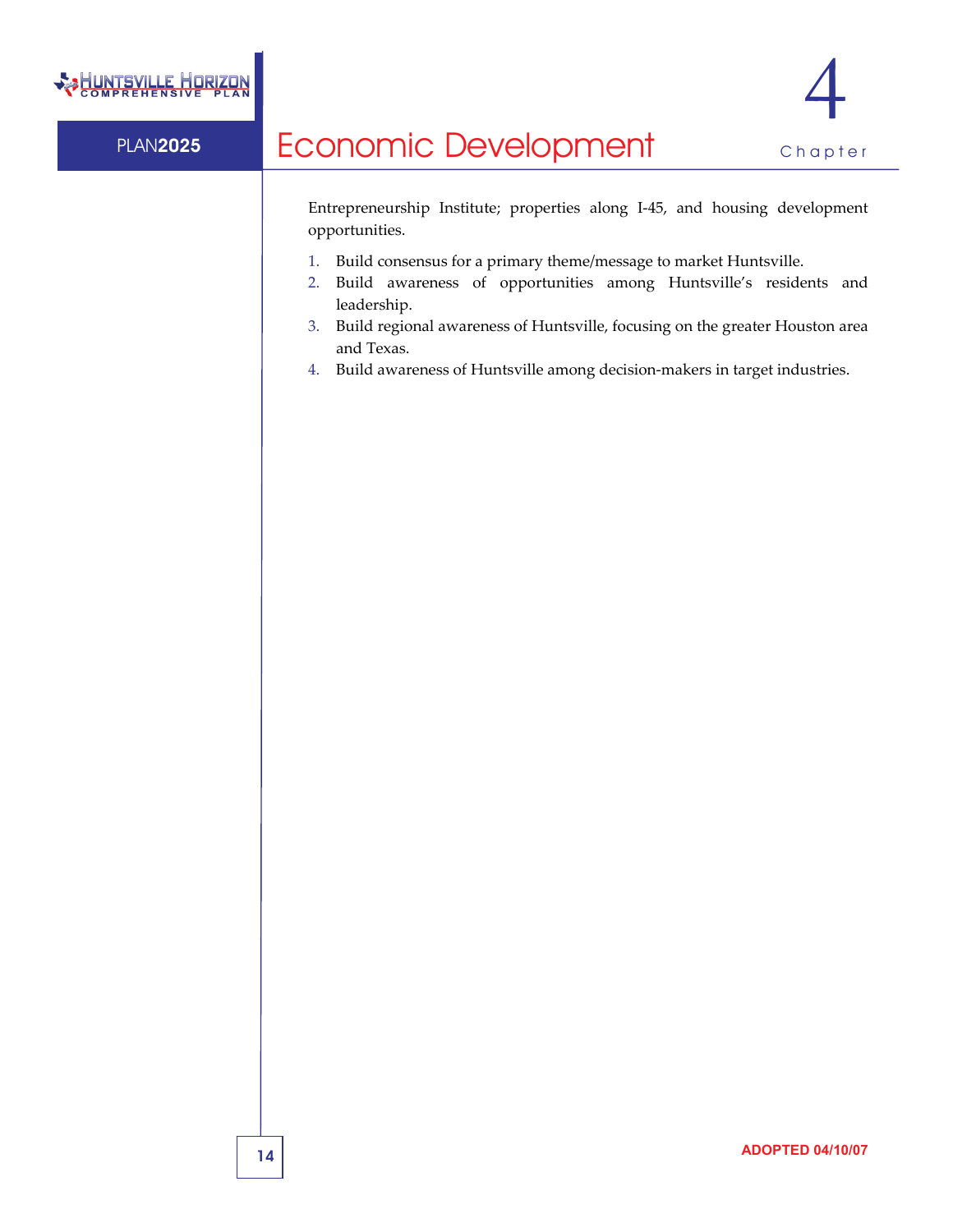Entrepreneurship Institute; properties along I-45, and housing development opportunities.

1. Build consensus for a primary theme/message to market Huntsville.
2. Build awareness of opportunities among Huntsville's residents and leadership.
3. Build regional awareness of Huntsville, focusing on the greater Houston area and Texas.
4. Build awareness of Huntsville among decision-makers in target industries.